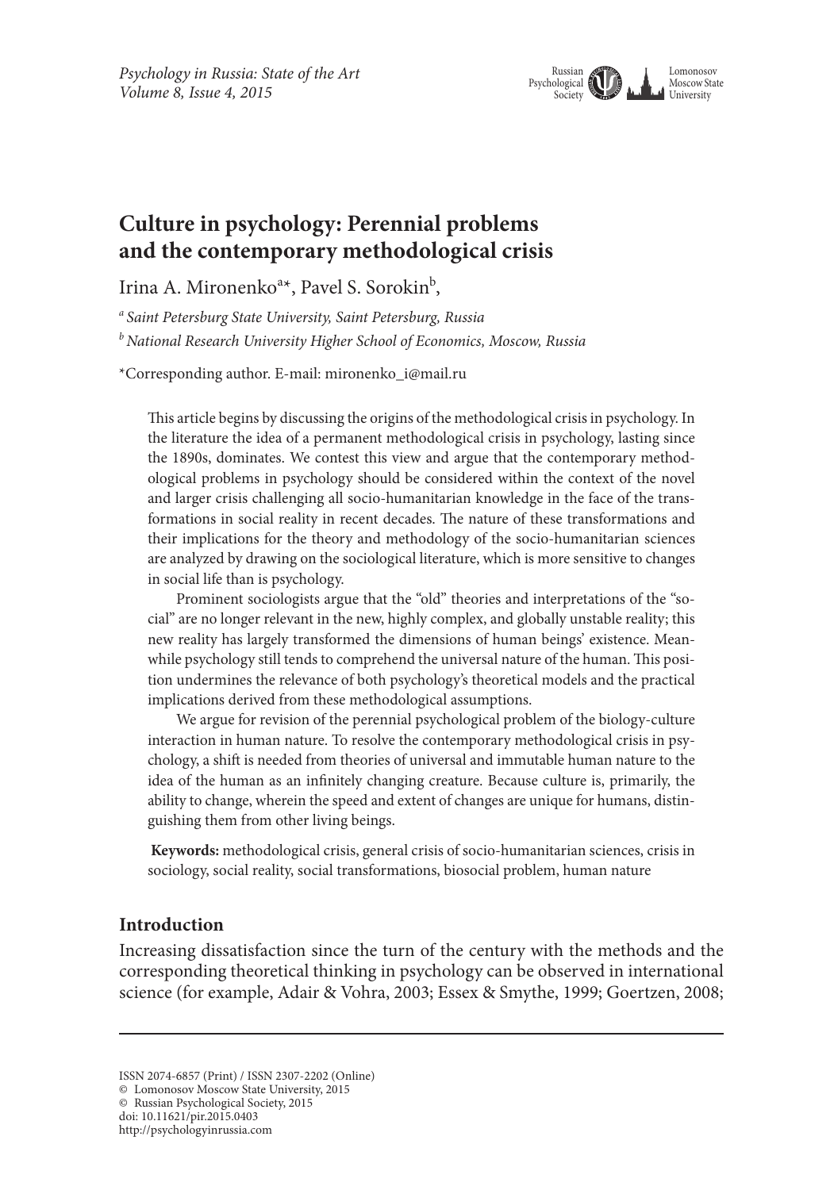# Culture in psychology: Perennial problems and the contemporary methodological crisis

Irina A. Mironenko[a*], Pavel S. Sorokin[b],

[a] *Saint Petersburg State University, Saint Petersburg, Russia*

[b] *National Research University Higher School of Economics, Moscow, Russia*

*Corresponding author. E-mail: mironenko_i@mail.ru

This article begins by discussing the origins of the methodological crisis in psychology. In the literature the idea of a permanent methodological crisis in psychology, lasting since the 1890s, dominates. We contest this view and argue that the contemporary methodological problems in psychology should be considered within the context of the novel and larger crisis challenging all socio-humanitarian knowledge in the face of the transformations in social reality in recent decades. The nature of these transformations and their implications for the theory and methodology of the socio-humanitarian sciences are analyzed by drawing on the sociological literature, which is more sensitive to changes in social life than is psychology.

Prominent sociologists argue that the "old" theories and interpretations of the "social" are no longer relevant in the new, highly complex, and globally unstable reality; this new reality has largely transformed the dimensions of human beings' existence. Meanwhile psychology still tends to comprehend the universal nature of the human. This position undermines the relevance of both psychology's theoretical models and the practical implications derived from these methodological assumptions.

We argue for revision of the perennial psychological problem of the biology-culture interaction in human nature. To resolve the contemporary methodological crisis in psychology, a shift is needed from theories of universal and immutable human nature to the idea of the human as an infinitely changing creature. Because culture is, primarily, the ability to change, wherein the speed and extent of changes are unique for humans, distinguishing them from other living beings.

**Keywords:** methodological crisis, general crisis of socio-humanitarian sciences, crisis in sociology, social reality, social transformations, biosocial problem, human nature

## Introduction

Increasing dissatisfaction since the turn of the century with the methods and the corresponding theoretical thinking in psychology can be observed in international science (for example, Adair & Vohra, 2003; Essex & Smythe, 1999; Goertzen, 2008;

ISSN 2074-6857 (Print) / ISSN 2307-2202 (Online)
© Lomonosov Moscow State University, 2015
© Russian Psychological Society, 2015
doi: 10.11621/pir.2015.0403
http://psychologyinrussia.com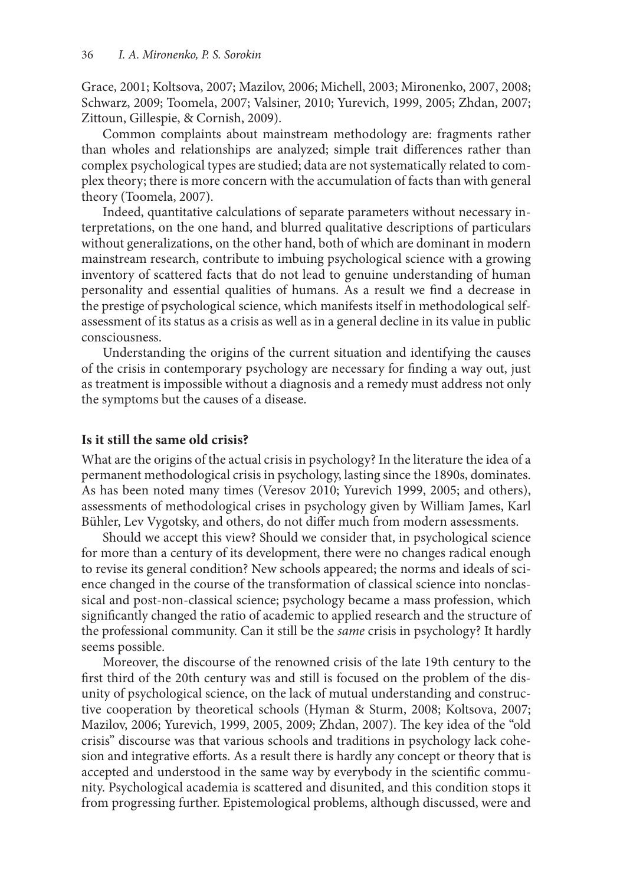Grace, 2001; Koltsova, 2007; Mazilov, 2006; Michell, 2003; Mironenko, 2007, 2008; Schwarz, 2009; Toomela, 2007; Valsiner, 2010; Yurevich, 1999, 2005; Zhdan, 2007; Zittoun, Gillespie, & Cornish, 2009).

Common complaints about mainstream methodology are: fragments rather than wholes and relationships are analyzed; simple trait differences rather than complex psychological types are studied; data are not systematically related to complex theory; there is more concern with the accumulation of facts than with general theory (Toomela, 2007).

Indeed, quantitative calculations of separate parameters without necessary interpretations, on the one hand, and blurred qualitative descriptions of particulars without generalizations, on the other hand, both of which are dominant in modern mainstream research, contribute to imbuing psychological science with a growing inventory of scattered facts that do not lead to genuine understanding of human personality and essential qualities of humans. As a result we find a decrease in the prestige of psychological science, which manifests itself in methodological self-assessment of its status as a crisis as well as in a general decline in its value in public consciousness.

Understanding the origins of the current situation and identifying the causes of the crisis in contemporary psychology are necessary for finding a way out, just as treatment is impossible without a diagnosis and a remedy must address not only the symptoms but the causes of a disease.

## Is it still the same old crisis?

What are the origins of the actual crisis in psychology? In the literature the idea of a permanent methodological crisis in psychology, lasting since the 1890s, dominates. As has been noted many times (Veresov 2010; Yurevich 1999, 2005; and others), assessments of methodological crises in psychology given by William James, Karl Bühler, Lev Vygotsky, and others, do not differ much from modern assessments.

Should we accept this view? Should we consider that, in psychological science for more than a century of its development, there were no changes radical enough to revise its general condition? New schools appeared; the norms and ideals of science changed in the course of the transformation of classical science into nonclassical and post-non-classical science; psychology became a mass profession, which significantly changed the ratio of academic to applied research and the structure of the professional community. Can it still be the *same* crisis in psychology? It hardly seems possible.

Moreover, the discourse of the renowned crisis of the late 19th century to the first third of the 20th century was and still is focused on the problem of the disunity of psychological science, on the lack of mutual understanding and constructive cooperation by theoretical schools (Hyman & Sturm, 2008; Koltsova, 2007; Mazilov, 2006; Yurevich, 1999, 2005, 2009; Zhdan, 2007). The key idea of the "old crisis" discourse was that various schools and traditions in psychology lack cohesion and integrative efforts. As a result there is hardly any concept or theory that is accepted and understood in the same way by everybody in the scientific community. Psychological academia is scattered and disunited, and this condition stops it from progressing further. Epistemological problems, although discussed, were and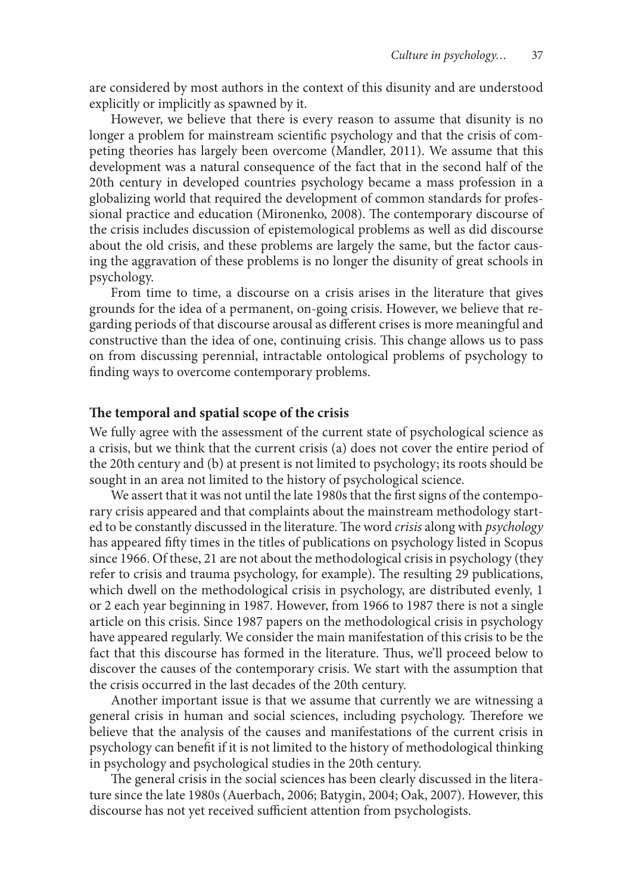are considered by most authors in the context of this disunity and are understood explicitly or implicitly as spawned by it.

However, we believe that there is every reason to assume that disunity is no longer a problem for mainstream scientific psychology and that the crisis of competing theories has largely been overcome (Mandler, 2011). We assume that this development was a natural consequence of the fact that in the second half of the 20th century in developed countries psychology became a mass profession in a globalizing world that required the development of common standards for professional practice and education (Mironenko, 2008). The contemporary discourse of the crisis includes discussion of epistemological problems as well as did discourse about the old crisis, and these problems are largely the same, but the factor causing the aggravation of these problems is no longer the disunity of great schools in psychology.

From time to time, a discourse on a crisis arises in the literature that gives grounds for the idea of a permanent, on-going crisis. However, we believe that regarding periods of that discourse arousal as different crises is more meaningful and constructive than the idea of one, continuing crisis. This change allows us to pass on from discussing perennial, intractable ontological problems of psychology to finding ways to overcome contemporary problems.

## The temporal and spatial scope of the crisis

We fully agree with the assessment of the current state of psychological science as a crisis, but we think that the current crisis (a) does not cover the entire period of the 20th century and (b) at present is not limited to psychology; its roots should be sought in an area not limited to the history of psychological science.

We assert that it was not until the late 1980s that the first signs of the contemporary crisis appeared and that complaints about the mainstream methodology started to be constantly discussed in the literature. The word *crisis* along with *psychology* has appeared fifty times in the titles of publications on psychology listed in Scopus since 1966. Of these, 21 are not about the methodological crisis in psychology (they refer to crisis and trauma psychology, for example). The resulting 29 publications, which dwell on the methodological crisis in psychology, are distributed evenly, 1 or 2 each year beginning in 1987. However, from 1966 to 1987 there is not a single article on this crisis. Since 1987 papers on the methodological crisis in psychology have appeared regularly. We consider the main manifestation of this crisis to be the fact that this discourse has formed in the literature. Thus, we'll proceed below to discover the causes of the contemporary crisis. We start with the assumption that the crisis occurred in the last decades of the 20th century.

Another important issue is that we assume that currently we are witnessing a general crisis in human and social sciences, including psychology. Therefore we believe that the analysis of the causes and manifestations of the current crisis in psychology can benefit if it is not limited to the history of methodological thinking in psychology and psychological studies in the 20th century.

The general crisis in the social sciences has been clearly discussed in the literature since the late 1980s (Auerbach, 2006; Batygin, 2004; Oak, 2007). However, this discourse has not yet received sufficient attention from psychologists.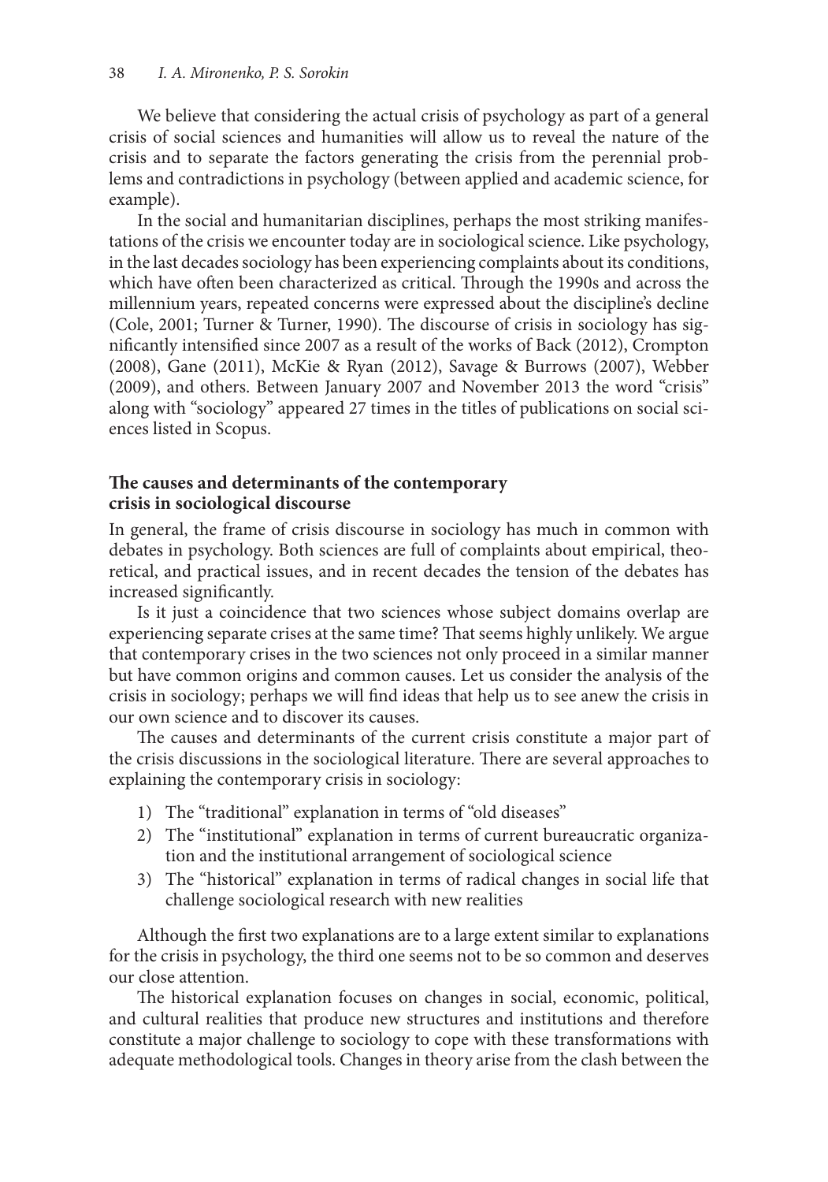We believe that considering the actual crisis of psychology as part of a general crisis of social sciences and humanities will allow us to reveal the nature of the crisis and to separate the factors generating the crisis from the perennial problems and contradictions in psychology (between applied and academic science, for example).

In the social and humanitarian disciplines, perhaps the most striking manifestations of the crisis we encounter today are in sociological science. Like psychology, in the last decades sociology has been experiencing complaints about its conditions, which have often been characterized as critical. Through the 1990s and across the millennium years, repeated concerns were expressed about the discipline's decline (Cole, 2001; Turner & Turner, 1990). The discourse of crisis in sociology has significantly intensified since 2007 as a result of the works of Back (2012), Crompton (2008), Gane (2011), McKie & Ryan (2012), Savage & Burrows (2007), Webber (2009), and others. Between January 2007 and November 2013 the word "crisis" along with "sociology" appeared 27 times in the titles of publications on social sciences listed in Scopus.

## The causes and determinants of the contemporary crisis in sociological discourse

In general, the frame of crisis discourse in sociology has much in common with debates in psychology. Both sciences are full of complaints about empirical, theoretical, and practical issues, and in recent decades the tension of the debates has increased significantly.

Is it just a coincidence that two sciences whose subject domains overlap are experiencing separate crises at the same time? That seems highly unlikely. We argue that contemporary crises in the two sciences not only proceed in a similar manner but have common origins and common causes. Let us consider the analysis of the crisis in sociology; perhaps we will find ideas that help us to see anew the crisis in our own science and to discover its causes.

The causes and determinants of the current crisis constitute a major part of the crisis discussions in the sociological literature. There are several approaches to explaining the contemporary crisis in sociology:

1) The "traditional" explanation in terms of "old diseases"
2) The "institutional" explanation in terms of current bureaucratic organization and the institutional arrangement of sociological science
3) The "historical" explanation in terms of radical changes in social life that challenge sociological research with new realities

Although the first two explanations are to a large extent similar to explanations for the crisis in psychology, the third one seems not to be so common and deserves our close attention.

The historical explanation focuses on changes in social, economic, political, and cultural realities that produce new structures and institutions and therefore constitute a major challenge to sociology to cope with these transformations with adequate methodological tools. Changes in theory arise from the clash between the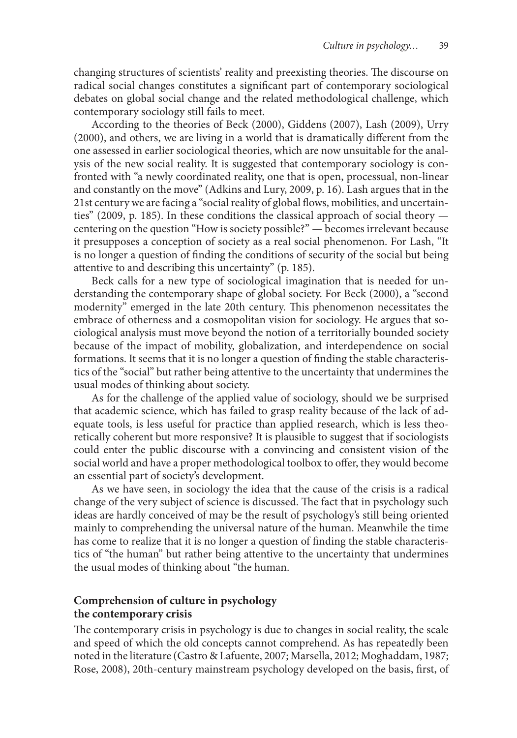changing structures of scientists' reality and preexisting theories. The discourse on radical social changes constitutes a significant part of contemporary sociological debates on global social change and the related methodological challenge, which contemporary sociology still fails to meet.

According to the theories of Beck (2000), Giddens (2007), Lash (2009), Urry (2000), and others, we are living in a world that is dramatically different from the one assessed in earlier sociological theories, which are now unsuitable for the analysis of the new social reality. It is suggested that contemporary sociology is confronted with "a newly coordinated reality, one that is open, processual, non-linear and constantly on the move" (Adkins and Lury, 2009, p. 16). Lash argues that in the 21st century we are facing a "social reality of global flows, mobilities, and uncertainties" (2009, p. 185). In these conditions the classical approach of social theory — centering on the question "How is society possible?" — becomes irrelevant because it presupposes a conception of society as a real social phenomenon. For Lash, "It is no longer a question of finding the conditions of security of the social but being attentive to and describing this uncertainty" (p. 185).

Beck calls for a new type of sociological imagination that is needed for understanding the contemporary shape of global society. For Beck (2000), a "second modernity" emerged in the late 20th century. This phenomenon necessitates the embrace of otherness and a cosmopolitan vision for sociology. He argues that sociological analysis must move beyond the notion of a territorially bounded society because of the impact of mobility, globalization, and interdependence on social formations. It seems that it is no longer a question of finding the stable characteristics of the "social" but rather being attentive to the uncertainty that undermines the usual modes of thinking about society.

As for the challenge of the applied value of sociology, should we be surprised that academic science, which has failed to grasp reality because of the lack of adequate tools, is less useful for practice than applied research, which is less theoretically coherent but more responsive? It is plausible to suggest that if sociologists could enter the public discourse with a convincing and consistent vision of the social world and have a proper methodological toolbox to offer, they would become an essential part of society's development.

As we have seen, in sociology the idea that the cause of the crisis is a radical change of the very subject of science is discussed. The fact that in psychology such ideas are hardly conceived of may be the result of psychology's still being oriented mainly to comprehending the universal nature of the human. Meanwhile the time has come to realize that it is no longer a question of finding the stable characteristics of "the human" but rather being attentive to the uncertainty that undermines the usual modes of thinking about "the human.

## Comprehension of culture in psychology the contemporary crisis

The contemporary crisis in psychology is due to changes in social reality, the scale and speed of which the old concepts cannot comprehend. As has repeatedly been noted in the literature (Castro & Lafuente, 2007; Marsella, 2012; Moghaddam, 1987; Rose, 2008), 20th-century mainstream psychology developed on the basis, first, of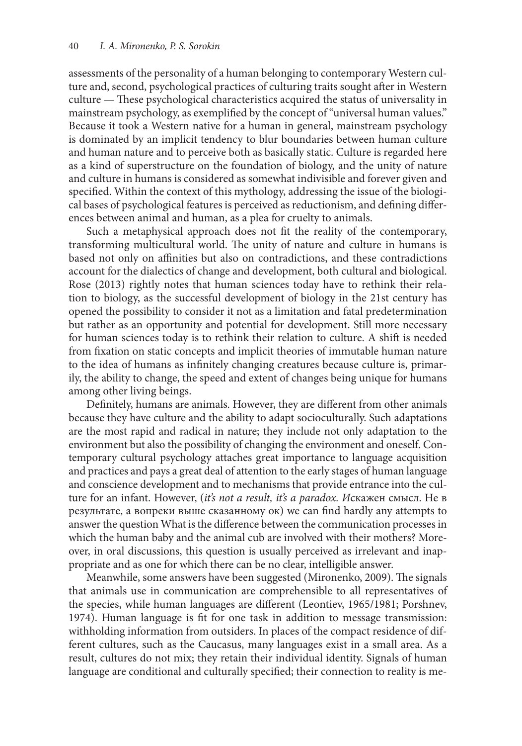assessments of the personality of a human belonging to contemporary Western culture and, second, psychological practices of culturing traits sought after in Western culture — These psychological characteristics acquired the status of universality in mainstream psychology, as exemplified by the concept of "universal human values." Because it took a Western native for a human in general, mainstream psychology is dominated by an implicit tendency to blur boundaries between human culture and human nature and to perceive both as basically static. Culture is regarded here as a kind of superstructure on the foundation of biology, and the unity of nature and culture in humans is considered as somewhat indivisible and forever given and specified. Within the context of this mythology, addressing the issue of the biological bases of psychological features is perceived as reductionism, and defining differences between animal and human, as a plea for cruelty to animals.

Such a metaphysical approach does not fit the reality of the contemporary, transforming multicultural world. The unity of nature and culture in humans is based not only on affinities but also on contradictions, and these contradictions account for the dialectics of change and development, both cultural and biological. Rose (2013) rightly notes that human sciences today have to rethink their relation to biology, as the successful development of biology in the 21st century has opened the possibility to consider it not as a limitation and fatal predetermination but rather as an opportunity and potential for development. Still more necessary for human sciences today is to rethink their relation to culture. A shift is needed from fixation on static concepts and implicit theories of immutable human nature to the idea of humans as infinitely changing creatures because culture is, primarily, the ability to change, the speed and extent of changes being unique for humans among other living beings.

Definitely, humans are animals. However, they are different from other animals because they have culture and the ability to adapt socioculturally. Such adaptations are the most rapid and radical in nature; they include not only adaptation to the environment but also the possibility of changing the environment and oneself. Contemporary cultural psychology attaches great importance to language acquisition and practices and pays a great deal of attention to the early stages of human language and conscience development and to mechanisms that provide entrance into the culture for an infant. However, (*it's not a result, it's a paradox. И*скажен смысл. Не в результате, а вопреки выше сказанному ок) we can find hardly any attempts to answer the question What is the difference between the communication processes in which the human baby and the animal cub are involved with their mothers? Moreover, in oral discussions, this question is usually perceived as irrelevant and inappropriate and as one for which there can be no clear, intelligible answer.

Meanwhile, some answers have been suggested (Mironenko, 2009). The signals that animals use in communication are comprehensible to all representatives of the species, while human languages are different (Leontiev, 1965/1981; Porshnev, 1974). Human language is fit for one task in addition to message transmission: withholding information from outsiders. In places of the compact residence of different cultures, such as the Caucasus, many languages exist in a small area. As a result, cultures do not mix; they retain their individual identity. Signals of human language are conditional and culturally specified; their connection to reality is me-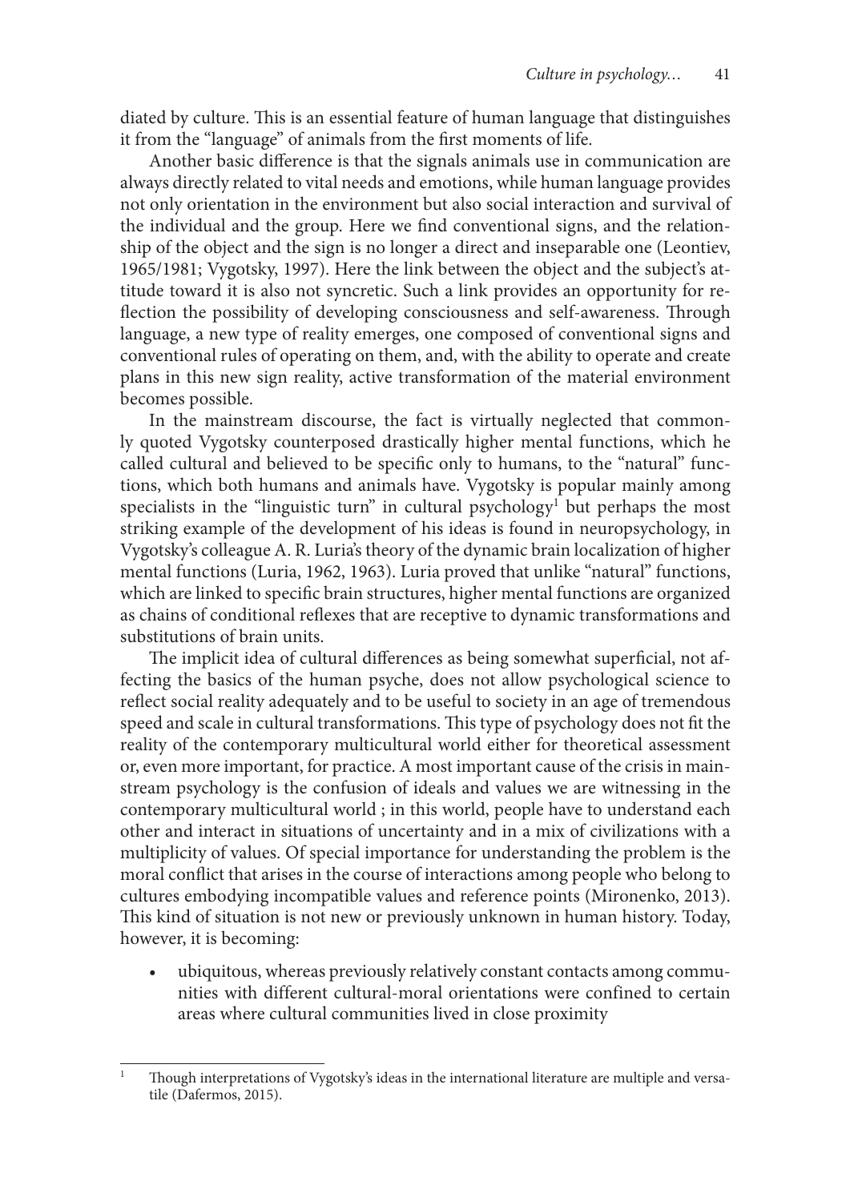diated by culture. This is an essential feature of human language that distinguishes it from the "language" of animals from the first moments of life.

Another basic difference is that the signals animals use in communication are always directly related to vital needs and emotions, while human language provides not only orientation in the environment but also social interaction and survival of the individual and the group. Here we find conventional signs, and the relationship of the object and the sign is no longer a direct and inseparable one (Leontiev, 1965/1981; Vygotsky, 1997). Here the link between the object and the subject's attitude toward it is also not syncretic. Such a link provides an opportunity for reflection the possibility of developing consciousness and self-awareness. Through language, a new type of reality emerges, one composed of conventional signs and conventional rules of operating on them, and, with the ability to operate and create plans in this new sign reality, active transformation of the material environment becomes possible.

In the mainstream discourse, the fact is virtually neglected that commonly quoted Vygotsky counterposed drastically higher mental functions, which he called cultural and believed to be specific only to humans, to the "natural" functions, which both humans and animals have. Vygotsky is popular mainly among specialists in the "linguistic turn" in cultural psychology[1] but perhaps the most striking example of the development of his ideas is found in neuropsychology, in Vygotsky's colleague A. R. Luria's theory of the dynamic brain localization of higher mental functions (Luria, 1962, 1963). Luria proved that unlike "natural" functions, which are linked to specific brain structures, higher mental functions are organized as chains of conditional reflexes that are receptive to dynamic transformations and substitutions of brain units.

The implicit idea of cultural differences as being somewhat superficial, not affecting the basics of the human psyche, does not allow psychological science to reflect social reality adequately and to be useful to society in an age of tremendous speed and scale in cultural transformations. This type of psychology does not fit the reality of the contemporary multicultural world either for theoretical assessment or, even more important, for practice. A most important cause of the crisis in mainstream psychology is the confusion of ideals and values we are witnessing in the contemporary multicultural world ; in this world, people have to understand each other and interact in situations of uncertainty and in a mix of civilizations with a multiplicity of values. Of special importance for understanding the problem is the moral conflict that arises in the course of interactions among people who belong to cultures embodying incompatible values and reference points (Mironenko, 2013). This kind of situation is not new or previously unknown in human history. Today, however, it is becoming:

- ubiquitous, whereas previously relatively constant contacts among communities with different cultural-moral orientations were confined to certain areas where cultural communities lived in close proximity

[1] Though interpretations of Vygotsky's ideas in the international literature are multiple and versatile (Dafermos, 2015).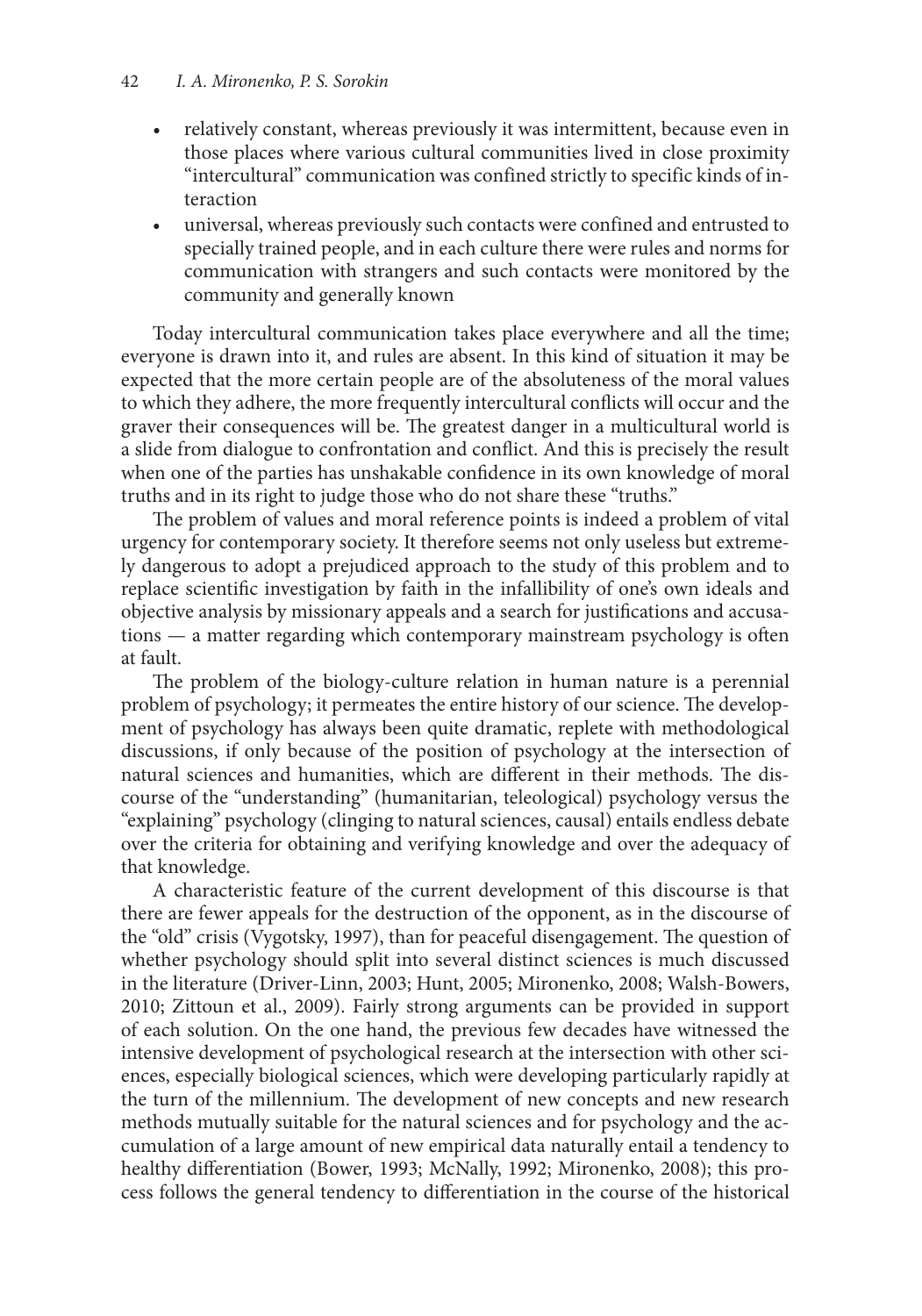- relatively constant, whereas previously it was intermittent, because even in those places where various cultural communities lived in close proximity "intercultural" communication was confined strictly to specific kinds of interaction
- universal, whereas previously such contacts were confined and entrusted to specially trained people, and in each culture there were rules and norms for communication with strangers and such contacts were monitored by the community and generally known

Today intercultural communication takes place everywhere and all the time; everyone is drawn into it, and rules are absent. In this kind of situation it may be expected that the more certain people are of the absoluteness of the moral values to which they adhere, the more frequently intercultural conflicts will occur and the graver their consequences will be. The greatest danger in a multicultural world is a slide from dialogue to confrontation and conflict. And this is precisely the result when one of the parties has unshakable confidence in its own knowledge of moral truths and in its right to judge those who do not share these "truths."

The problem of values and moral reference points is indeed a problem of vital urgency for contemporary society. It therefore seems not only useless but extremely dangerous to adopt a prejudiced approach to the study of this problem and to replace scientific investigation by faith in the infallibility of one's own ideals and objective analysis by missionary appeals and a search for justifications and accusations — a matter regarding which contemporary mainstream psychology is often at fault.

The problem of the biology-culture relation in human nature is a perennial problem of psychology; it permeates the entire history of our science. The development of psychology has always been quite dramatic, replete with methodological discussions, if only because of the position of psychology at the intersection of natural sciences and humanities, which are different in their methods. The discourse of the "understanding" (humanitarian, teleological) psychology versus the "explaining" psychology (clinging to natural sciences, causal) entails endless debate over the criteria for obtaining and verifying knowledge and over the adequacy of that knowledge.

A characteristic feature of the current development of this discourse is that there are fewer appeals for the destruction of the opponent, as in the discourse of the "old" crisis (Vygotsky, 1997), than for peaceful disengagement. The question of whether psychology should split into several distinct sciences is much discussed in the literature (Driver-Linn, 2003; Hunt, 2005; Mironenko, 2008; Walsh-Bowers, 2010; Zittoun et al., 2009). Fairly strong arguments can be provided in support of each solution. On the one hand, the previous few decades have witnessed the intensive development of psychological research at the intersection with other sciences, especially biological sciences, which were developing particularly rapidly at the turn of the millennium. The development of new concepts and new research methods mutually suitable for the natural sciences and for psychology and the accumulation of a large amount of new empirical data naturally entail a tendency to healthy differentiation (Bower, 1993; McNally, 1992; Mironenko, 2008); this process follows the general tendency to differentiation in the course of the historical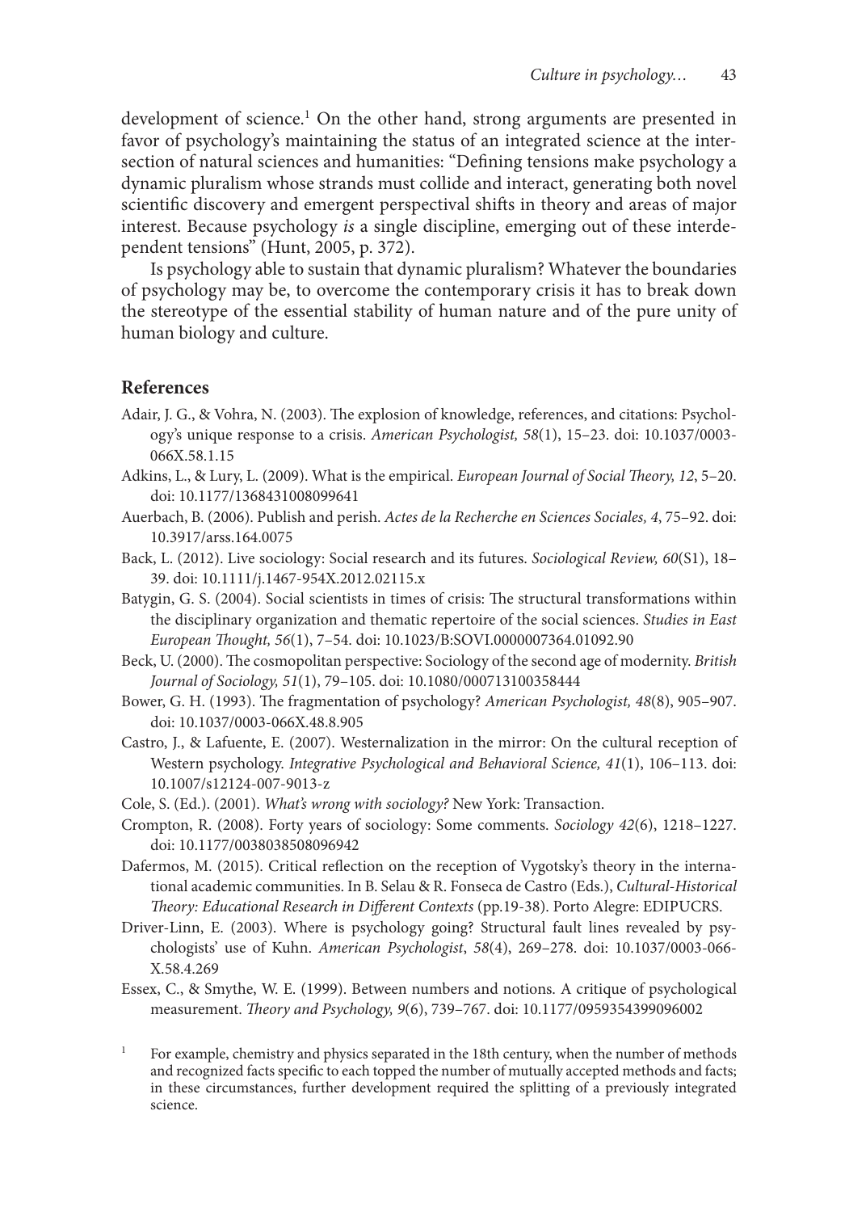development of science.[1] On the other hand, strong arguments are presented in favor of psychology's maintaining the status of an integrated science at the intersection of natural sciences and humanities: "Defining tensions make psychology a dynamic pluralism whose strands must collide and interact, generating both novel scientific discovery and emergent perspectival shifts in theory and areas of major interest. Because psychology *is* a single discipline, emerging out of these interdependent tensions" (Hunt, 2005, p. 372).

Is psychology able to sustain that dynamic pluralism? Whatever the boundaries of psychology may be, to overcome the contemporary crisis it has to break down the stereotype of the essential stability of human nature and of the pure unity of human biology and culture.

## References

Adair, J. G., & Vohra, N. (2003). The explosion of knowledge, references, and citations: Psychology's unique response to a crisis. *American Psychologist, 58*(1), 15–23. doi: 10.1037/0003-066X.58.1.15

Adkins, L., & Lury, L. (2009). What is the empirical. *European Journal of Social Theory, 12*, 5–20. doi: 10.1177/1368431008099641

Auerbach, B. (2006). Publish and perish. *Actes de la Recherche en Sciences Sociales, 4*, 75–92. doi: 10.3917/arss.164.0075

Back, L. (2012). Live sociology: Social research and its futures. *Sociological Review, 60*(S1), 18–39. doi: 10.1111/j.1467-954X.2012.02115.x

Batygin, G. S. (2004). Social scientists in times of crisis: The structural transformations within the disciplinary organization and thematic repertoire of the social sciences. *Studies in East European Thought, 56*(1), 7–54. doi: 10.1023/B:SOVI.0000007364.01092.90

Beck, U. (2000). The cosmopolitan perspective: Sociology of the second age of modernity. *British Journal of Sociology, 51*(1), 79–105. doi: 10.1080/000713100358444

Bower, G. H. (1993). The fragmentation of psychology? *American Psychologist, 48*(8), 905–907. doi: 10.1037/0003-066X.48.8.905

Castro, J., & Lafuente, E. (2007). Westernalization in the mirror: On the cultural reception of Western psychology. *Integrative Psychological and Behavioral Science, 41*(1), 106–113. doi: 10.1007/s12124-007-9013-z

Cole, S. (Ed.). (2001). *What's wrong with sociology?* New York: Transaction.

Crompton, R. (2008). Forty years of sociology: Some comments. *Sociology 42*(6), 1218–1227. doi: 10.1177/0038038508096942

Dafermos, M. (2015). Critical reflection on the reception of Vygotsky's theory in the international academic communities. In B. Selau & R. Fonseca de Castro (Eds.), *Cultural-Historical Theory: Educational Research in Different Contexts* (pp.19-38). Porto Alegre: EDIPUCRS.

Driver-Linn, E. (2003). Where is psychology going? Structural fault lines revealed by psychologists' use of Kuhn. *American Psychologist*, *58*(4), 269–278. doi: 10.1037/0003-066-X.58.4.269

Essex, C., & Smythe, W. E. (1999). Between numbers and notions. A critique of psychological measurement. *Theory and Psychology, 9*(6), 739–767. doi: 10.1177/0959354399096002

[1] For example, chemistry and physics separated in the 18th century, when the number of methods and recognized facts specific to each topped the number of mutually accepted methods and facts; in these circumstances, further development required the splitting of a previously integrated science.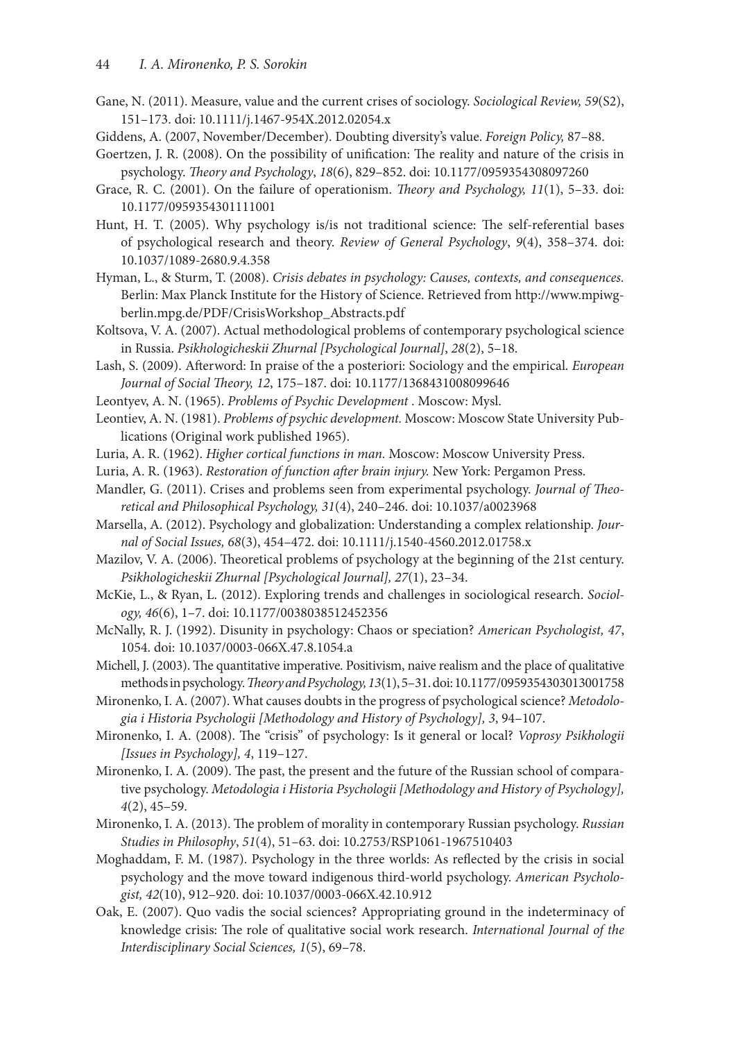Gane, N. (2011). Measure, value and the current crises of sociology. *Sociological Review, 59*(S2), 151–173. doi: 10.1111/j.1467-954X.2012.02054.x

Giddens, A. (2007, November/December). Doubting diversity's value. *Foreign Policy,* 87–88.

Goertzen, J. R. (2008). On the possibility of unification: The reality and nature of the crisis in psychology. *Theory and Psychology*, *18*(6), 829–852. doi: 10.1177/0959354308097260

Grace, R. C. (2001). On the failure of operationism. *Theory and Psychology, 11*(1), 5–33. doi: 10.1177/0959354301111001

Hunt, H. T. (2005). Why psychology is/is not traditional science: The self-referential bases of psychological research and theory. *Review of General Psychology*, *9*(4), 358–374. doi: 10.1037/1089-2680.9.4.358

Hyman, L., & Sturm, T. (2008). *Crisis debates in psychology: Causes, contexts, and consequences.* Berlin: Max Planck Institute for the History of Science. Retrieved from http://www.mpiwg-berlin.mpg.de/PDF/CrisisWorkshop_Abstracts.pdf

Koltsova, V. A. (2007). Actual methodological problems of contemporary psychological science in Russia. *Psikhologicheskii Zhurnal [Psychological Journal]*, *28*(2), 5–18.

Lash, S. (2009). Afterword: In praise of the a posteriori: Sociology and the empirical. *European Journal of Social Theory, 12*, 175–187. doi: 10.1177/1368431008099646

Leontyev, A. N. (1965). *Problems of Psychic Development* . Moscow: Mysl.

Leontiev, A. N. (1981). *Problems of psychic development.* Moscow: Moscow State University Publications (Original work published 1965).

Luria, A. R. (1962). *Higher cortical functions in man.* Moscow: Moscow University Press.

Luria, A. R. (1963). *Restoration of function after brain injury.* New York: Pergamon Press.

Mandler, G. (2011). Crises and problems seen from experimental psychology. *Journal of Theoretical and Philosophical Psychology, 31*(4), 240–246. doi: 10.1037/a0023968

Marsella, A. (2012). Psychology and globalization: Understanding a complex relationship. *Journal of Social Issues, 68*(3), 454–472. doi: 10.1111/j.1540-4560.2012.01758.x

Mazilov, V. A. (2006). Theoretical problems of psychology at the beginning of the 21st century. *Psikhologicheskii Zhurnal [Psychological Journal], 27*(1), 23–34.

McKie, L., & Ryan, L. (2012). Exploring trends and challenges in sociological research. *Sociology, 46*(6), 1–7. doi: 10.1177/0038038512452356

McNally, R. J. (1992). Disunity in psychology: Chaos or speciation? *American Psychologist, 47*, 1054. doi: 10.1037/0003-066X.47.8.1054.a

Michell, J. (2003). The quantitative imperative. Positivism, naive realism and the place of qualitative methods in psychology. *Theory and Psychology, 13*(1), 5–31. doi: 10.1177/0959354303013001758

Mironenko, I. A. (2007). What causes doubts in the progress of psychological science? *Metodologia i Historia Psychologii [Methodology and History of Psychology], 3*, 94–107.

Mironenko, I. A. (2008). The "crisis" of psychology: Is it general or local? *Voprosy Psikhologii [Issues in Psychology], 4*, 119–127.

Mironenko, I. A. (2009). The past, the present and the future of the Russian school of comparative psychology. *Metodologia i Historia Psychologii [Methodology and History of Psychology], 4*(2), 45–59.

Mironenko, I. A. (2013). The problem of morality in contemporary Russian psychology. *Russian Studies in Philosophy*, *51*(4), 51–63. doi: 10.2753/RSP1061-1967510403

Moghaddam, F. M. (1987). Psychology in the three worlds: As reflected by the crisis in social psychology and the move toward indigenous third-world psychology. *American Psychologist, 42*(10), 912–920. doi: 10.1037/0003-066X.42.10.912

Oak, E. (2007). Quo vadis the social sciences? Appropriating ground in the indeterminacy of knowledge crisis: The role of qualitative social work research. *International Journal of the Interdisciplinary Social Sciences, 1*(5), 69–78.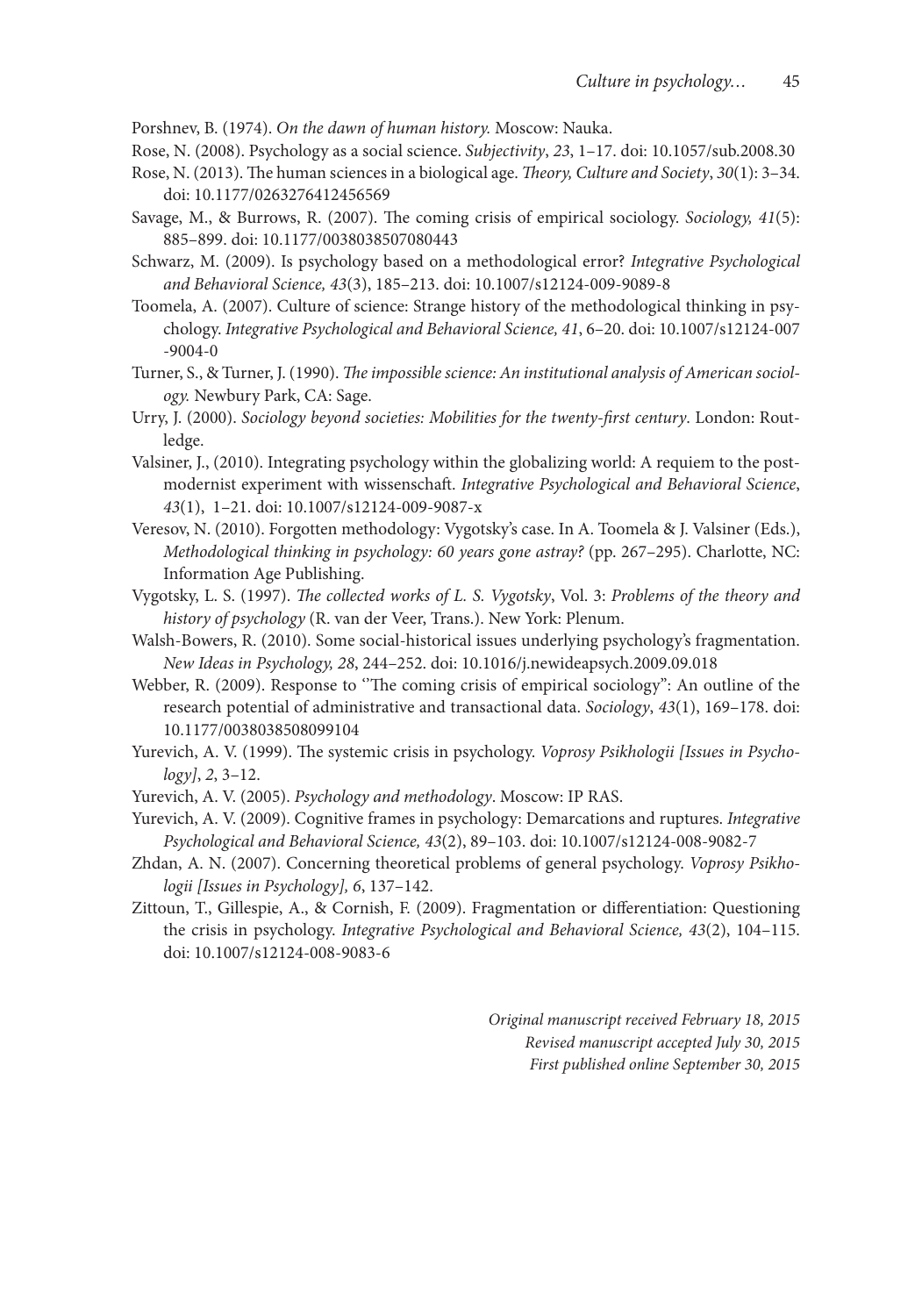Porshnev, B. (1974). *On the dawn of human history.* Moscow: Nauka.

Rose, N. (2008). Psychology as a social science. *Subjectivity*, *23*, 1–17. doi: 10.1057/sub.2008.30

Rose, N. (2013). The human sciences in a biological age. *Theory, Culture and Society*, *30*(1): 3–34. doi: 10.1177/0263276412456569

Savage, M., & Burrows, R. (2007). The coming crisis of empirical sociology. *Sociology, 41*(5): 885–899. doi: 10.1177/0038038507080443

Schwarz, M. (2009). Is psychology based on a methodological error? *Integrative Psychological and Behavioral Science, 43*(3), 185–213. doi: 10.1007/s12124-009-9089-8

Toomela, A. (2007). Culture of science: Strange history of the methodological thinking in psychology. *Integrative Psychological and Behavioral Science, 41*, 6–20. doi: 10.1007/s12124-007-9004-0

Turner, S., & Turner, J. (1990). *The impossible science: An institutional analysis of American sociology.* Newbury Park, CA: Sage.

Urry, J. (2000). *Sociology beyond societies: Mobilities for the twenty-first century*. London: Routledge.

Valsiner, J., (2010). Integrating psychology within the globalizing world: A requiem to the postmodernist experiment with wissenschaft. *Integrative Psychological and Behavioral Science*, *43*(1), 1–21. doi: 10.1007/s12124-009-9087-x

Veresov, N. (2010). Forgotten methodology: Vygotsky's case. In A. Toomela & J. Valsiner (Eds.), *Methodological thinking in psychology: 60 years gone astray?* (pp. 267–295). Charlotte, NC: Information Age Publishing.

Vygotsky, L. S. (1997). *The collected works of L. S. Vygotsky*, Vol. 3: *Problems of the theory and history of psychology* (R. van der Veer, Trans.). New York: Plenum.

Walsh-Bowers, R. (2010). Some social-historical issues underlying psychology's fragmentation. *New Ideas in Psychology, 28*, 244–252. doi: 10.1016/j.newideapsych.2009.09.018

Webber, R. (2009). Response to "The coming crisis of empirical sociology": An outline of the research potential of administrative and transactional data. *Sociology*, *43*(1), 169–178. doi: 10.1177/0038038508099104

Yurevich, A. V. (1999). The systemic crisis in psychology. *Voprosy Psikhologii [Issues in Psychology]*, *2*, 3–12.

Yurevich, A. V. (2005). *Psychology and methodology*. Moscow: IP RAS.

Yurevich, A. V. (2009). Cognitive frames in psychology: Demarcations and ruptures. *Integrative Psychological and Behavioral Science, 43*(2), 89–103. doi: 10.1007/s12124-008-9082-7

Zhdan, A. N. (2007). Concerning theoretical problems of general psychology. *Voprosy Psikhologii [Issues in Psychology], 6*, 137–142.

Zittoun, T., Gillespie, A., & Cornish, F. (2009). Fragmentation or differentiation: Questioning the crisis in psychology. *Integrative Psychological and Behavioral Science, 43*(2), 104–115. doi: 10.1007/s12124-008-9083-6

*Original manuscript received February 18, 2015*
*Revised manuscript accepted July 30, 2015*
*First published online September 30, 2015*